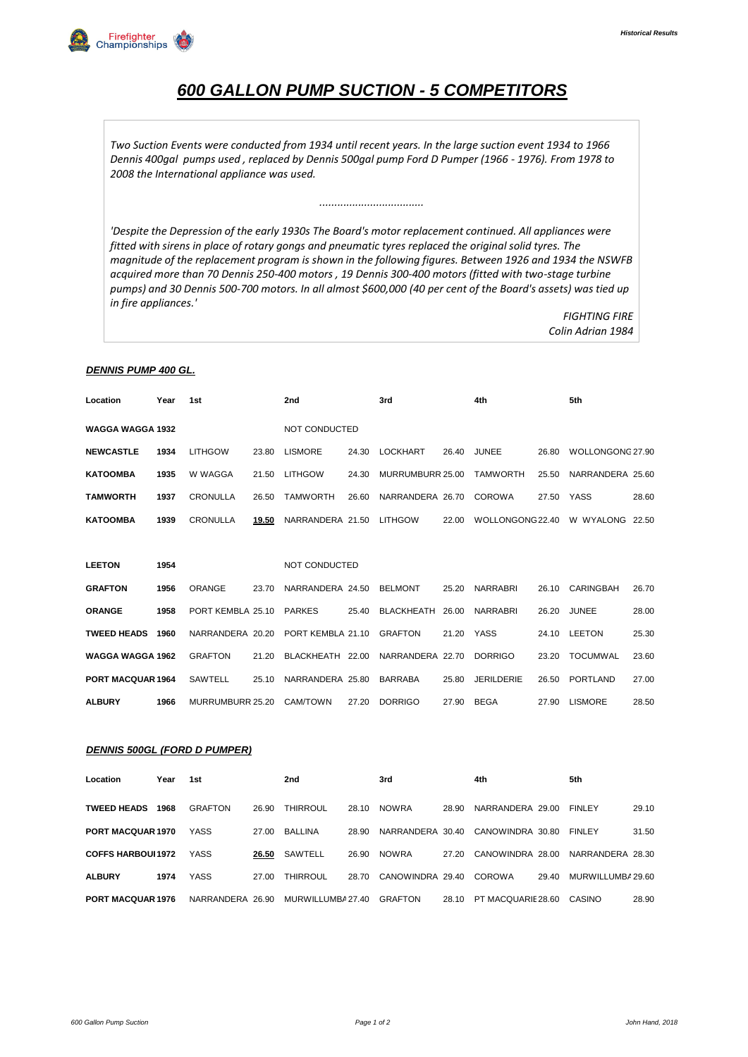# 600 GALLON PUMP SUCTION - 5 COMPETITORS

*Two Suction Events were conducted from 1934 until recent years. In the large suction event 1934 to 1966 Dennis 400gal pumps used , replaced by Dennis 500gal pump Ford D Pumper (1966 - 1976). From 1978 to 2008 the International appliance was used.*

*..................................*

*'Despite the Depression of the early 1930s The Board's motor replacement continued. All appliances were fitted with sirens in place of rotary gongs and pneumatic tyres replaced the original solid tyres. The magnitude of the replacement program is shown in the following figures. Between 1926 and 1934 the NSWFB acquired more than 70 Dennis 250-400 motors , 19 Dennis 300-400 motors (fitted with two-stage turbine pumps) and 30 Dennis 500-700 motors. In all almost $600,000 (40 per cent of the Board's assets) was tied up in fire appliances.'*

*FIGHTING FIRE*
*Colin Adrian 1984*

### DENNIS PUMP 400 GL.

| Location | Year | 1st | | 2nd | | 3rd | | 4th | | 5th | |
|---|---|---|---|---|---|---|---|---|---|---|---|
| **WAGGA WAGGA** | **1932** | | | NOT CONDUCTED | | | | | | | |
| **NEWCASTLE** | **1934** | LITHGOW | 23.80 | LISMORE | 24.30 | LOCKHART | 26.40 | JUNEE | 26.80 | WOLLONGONG | 27.90 |
| **KATOOMBA** | **1935** | W WAGGA | 21.50 | LITHGOW | 24.30 | MURRUMBURR | 25.00 | TAMWORTH | 25.50 | NARRANDERA | 25.60 |
| **TAMWORTH** | **1937** | CRONULLA | 26.50 | TAMWORTH | 26.60 | NARRANDERA | 26.70 | COROWA | 27.50 | YASS | 28.60 |
| **KATOOMBA** | **1939** | CRONULLA | **19.50** | NARRANDERA | 21.50 | LITHGOW | 22.00 | WOLLONGONG | 22.40 | W WYALONG | 22.50 |
| | | | | | | | | | | | |
| **LEETON** | **1954** | | | NOT CONDUCTED | | | | | | | |
| **GRAFTON** | **1956** | ORANGE | 23.70 | NARRANDERA | 24.50 | BELMONT | 25.20 | NARRABRI | 26.10 | CARINGBAH | 26.70 |
| **ORANGE** | **1958** | PORT KEMBLA | 25.10 | PARKES | 25.40 | BLACKHEATH | 26.00 | NARRABRI | 26.20 | JUNEE | 28.00 |
| **TWEED HEADS** | **1960** | NARRANDERA | 20.20 | PORT KEMBLA | 21.10 | GRAFTON | 21.20 | YASS | 24.10 | LEETON | 25.30 |
| **WAGGA WAGGA** | **1962** | GRAFTON | 21.20 | BLACKHEATH | 22.00 | NARRANDERA | 22.70 | DORRIGO | 23.20 | TOCUMWAL | 23.60 |
| **PORT MACQUAR** | **1964** | SAWTELL | 25.10 | NARRANDERA | 25.80 | BARRABA | 25.80 | JERILDERIE | 26.50 | PORTLAND | 27.00 |
| **ALBURY** | **1966** | MURRUMBURR | 25.20 | CAM/TOWN | 27.20 | DORRIGO | 27.90 | BEGA | 27.90 | LISMORE | 28.50 |

### DENNIS 500GL (FORD D PUMPER)

| Location | Year | 1st | | 2nd | | 3rd | | 4th | | 5th | |
|---|---|---|---|---|---|---|---|---|---|---|---|
| **TWEED HEADS** | **1968** | GRAFTON | 26.90 | THIRROUL | 28.10 | NOWRA | 28.90 | NARRANDERA | 29.00 | FINLEY | 29.10 |
| **PORT MACQUAR** | **1970** | YASS | 27.00 | BALLINA | 28.90 | NARRANDERA | 30.40 | CANOWINDRA | 30.80 | FINLEY | 31.50 |
| **COFFS HARBOU** | **1972** | YASS | **26.50** | SAWTELL | 26.90 | NOWRA | 27.20 | CANOWINDRA | 28.00 | NARRANDERA | 28.30 |
| **ALBURY** | **1974** | YASS | 27.00 | THIRROUL | 28.70 | CANOWINDRA | 29.40 | COROWA | 29.40 | MURWILLUMBA | 29.60 |
| **PORT MACQUAR** | **1976** | NARRANDERA | 26.90 | MURWILLUMBA | 27.40 | GRAFTON | 28.10 | PT MACQUARIE | 28.60 | CASINO | 28.90 |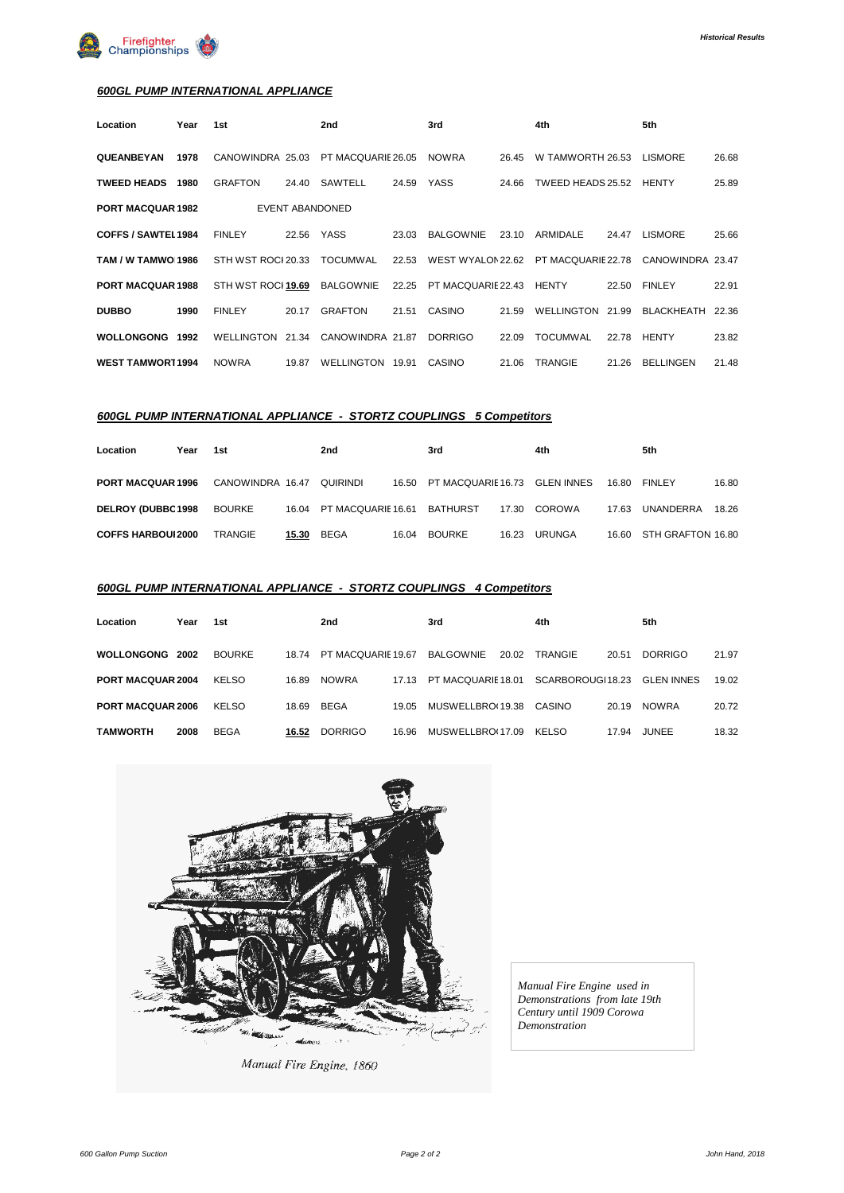### *600GL PUMP INTERNATIONAL APPLIANCE*

| Location | Year | 1st | | 2nd | | 3rd | | 4th | | 5th | |
|---|---|---|---|---|---|---|---|---|---|---|---|
| **QUEANBEYAN** | **1978** | CANOWINDRA | 25.03 | PT MACQUARIE | 26.05 | NOWRA | 26.45 | W TAMWORTH | 26.53 | LISMORE | 26.68 |
| **TWEED HEADS** | **1980** | GRAFTON | 24.40 | SAWTELL | 24.59 | YASS | 24.66 | TWEED HEADS | 25.52 | HENTY | 25.89 |
| **PORT MACQUAR** | **1982** | EVENT ABANDONED | | | | | | | | | |
| **COFFS / SAWTEL** | **1984** | FINLEY | 22.56 | YASS | 23.03 | BALGOWNIE | 23.10 | ARMIDALE | 24.47 | LISMORE | 25.66 |
| **TAM / W TAMWO** | **1986** | STH WST ROCI | 20.33 | TOCUMWAL | 22.53 | WEST WYALON | 22.62 | PT MACQUARIE | 22.78 | CANOWINDRA | 23.47 |
| **PORT MACQUAR** | **1988** | STH WST ROCI | **19.69** | BALGOWNIE | 22.25 | PT MACQUARIE | 22.43 | HENTY | 22.50 | FINLEY | 22.91 |
| **DUBBO** | **1990** | FINLEY | 20.17 | GRAFTON | 21.51 | CASINO | 21.59 | WELLINGTON | 21.99 | BLACKHEATH | 22.36 |
| **WOLLONGONG** | **1992** | WELLINGTON | 21.34 | CANOWINDRA | 21.87 | DORRIGO | 22.09 | TOCUMWAL | 22.78 | HENTY | 23.82 |
| **WEST TAMWORT** | **1994** | NOWRA | 19.87 | WELLINGTON | 19.91 | CASINO | 21.06 | TRANGIE | 21.26 | BELLINGEN | 21.48 |

### *600GL PUMP INTERNATIONAL APPLIANCE - STORTZ COUPLINGS 5 Competitors*

| Location | Year | 1st | | 2nd | | 3rd | | 4th | | 5th | |
|---|---|---|---|---|---|---|---|---|---|---|---|
| **PORT MACQUAR** | **1996** | CANOWINDRA | 16.47 | QUIRINDI | 16.50 | PT MACQUARIE | 16.73 | GLEN INNES | 16.80 | FINLEY | 16.80 |
| **DELROY (DUBBO** | **1998** | BOURKE | 16.04 | PT MACQUARIE | 16.61 | BATHURST | 17.30 | COROWA | 17.63 | UNANDERRA | 18.26 |
| **COFFS HARBOU** | **2000** | TRANGIE | **15.30** | BEGA | 16.04 | BOURKE | 16.23 | URUNGA | 16.60 | STH GRAFTON | 16.80 |

### *600GL PUMP INTERNATIONAL APPLIANCE - STORTZ COUPLINGS 4 Competitors*

| Location | Year | 1st | | 2nd | | 3rd | | 4th | | 5th | |
|---|---|---|---|---|---|---|---|---|---|---|---|
| **WOLLONGONG** | **2002** | BOURKE | 18.74 | PT MACQUARIE | 19.67 | BALGOWNIE | 20.02 | TRANGIE | 20.51 | DORRIGO | 21.97 |
| **PORT MACQUAR** | **2004** | KELSO | 16.89 | NOWRA | 17.13 | PT MACQUARIE | 18.01 | SCARBOROUGI | 18.23 | GLEN INNES | 19.02 |
| **PORT MACQUAR** | **2006** | KELSO | 18.69 | BEGA | 19.05 | MUSWELLBRO | 19.38 | CASINO | 20.19 | NOWRA | 20.72 |
| **TAMWORTH** | **2008** | BEGA | **16.52** | DORRIGO | 16.96 | MUSWELLBRO | 17.09 | KELSO | 17.94 | JUNEE | 18.32 |

Manual Fire Engine, 1860

*Manual Fire Engine used in Demonstrations from late 19th Century until 1909 Corowa Demonstration*